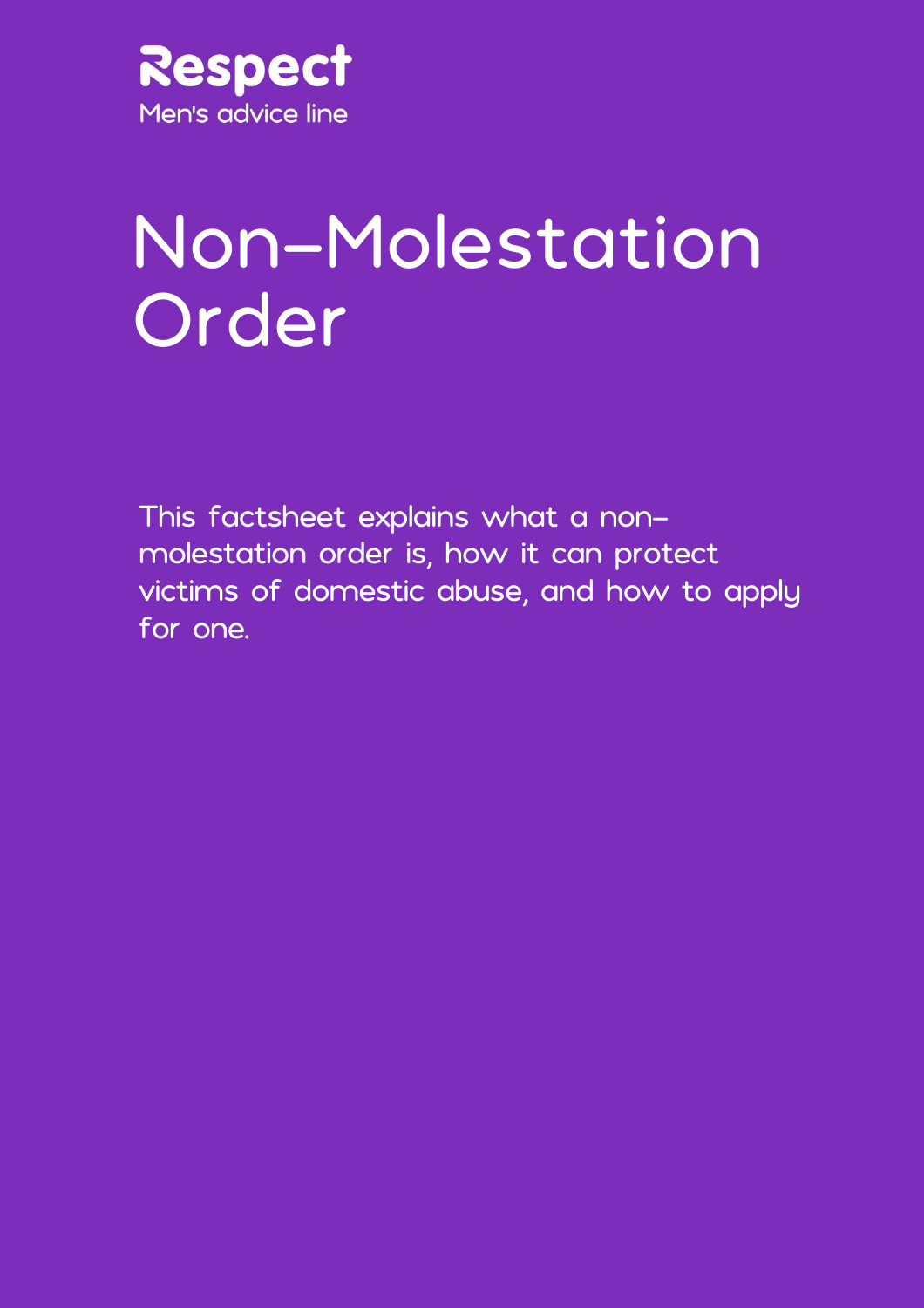Respect

Men's advice line

# Non-Molestation Order

This factsheet explains what a non-molestation order is, how it can protect victims of domestic abuse, and how to apply for one.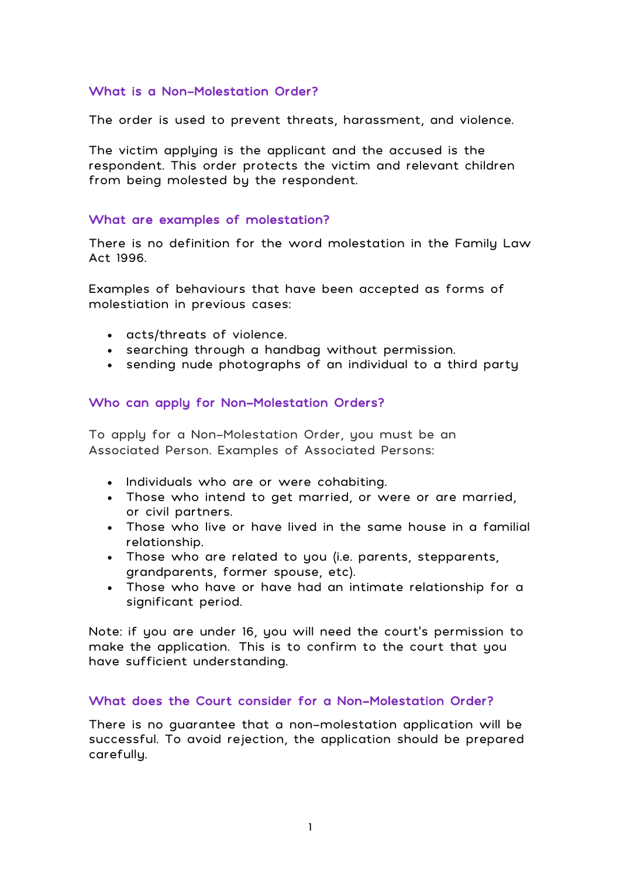## What is a Non-Molestation Order?

The order is used to prevent threats, harassment, and violence.

The victim applying is the applicant and the accused is the respondent. This order protects the victim and relevant children from being molested by the respondent.

## What are examples of molestation?

There is no definition for the word molestation in the Family Law Act 1996.

Examples of behaviours that have been accepted as forms of molestiation in previous cases:

- acts/threats of violence.
- searching through a handbag without permission.
- sending nude photographs of an individual to a third party

## Who can apply for Non-Molestation Orders?

To apply for a Non-Molestation Order, you must be an Associated Person. Examples of Associated Persons:

- Individuals who are or were cohabiting.
- Those who intend to get married, or were or are married, or civil partners.
- Those who live or have lived in the same house in a familial relationship.
- Those who are related to you (i.e. parents, stepparents, grandparents, former spouse, etc).
- Those who have or have had an intimate relationship for a significant period.

Note: if you are under 16, you will need the court's permission to make the application. This is to confirm to the court that you have sufficient understanding.

## What does the Court consider for a Non-Molestation Order?

There is no guarantee that a non-molestation application will be successful. To avoid rejection, the application should be prepared carefully.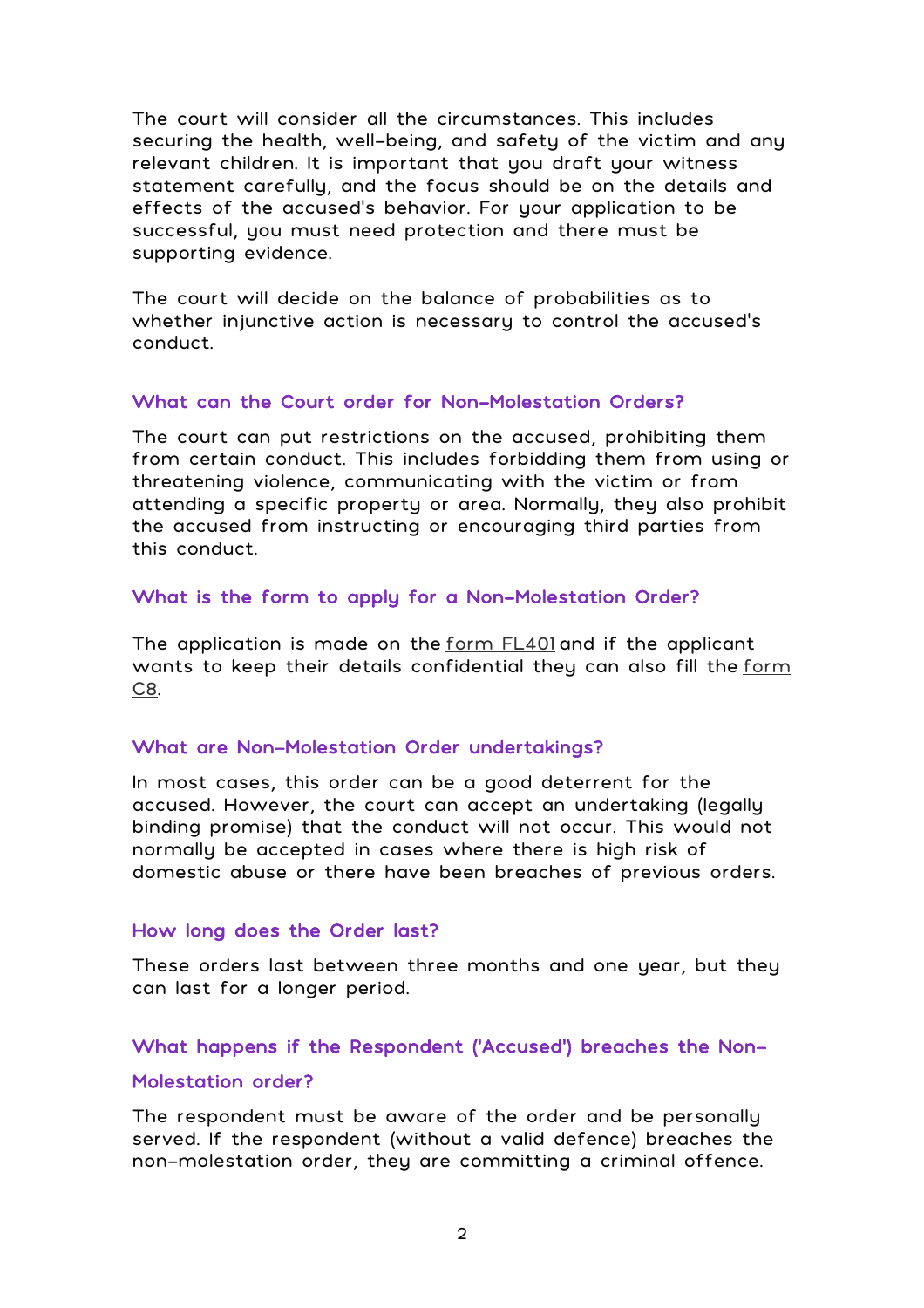The court will consider all the circumstances. This includes securing the health, well-being, and safety of the victim and any relevant children. It is important that you draft your witness statement carefully, and the focus should be on the details and effects of the accused's behavior. For your application to be successful, you must need protection and there must be supporting evidence.

The court will decide on the balance of probabilities as to whether injunctive action is necessary to control the accused's conduct.

### What can the Court order for Non-Molestation Orders?

The court can put restrictions on the accused, prohibiting them from certain conduct. This includes forbidding them from using or threatening violence, communicating with the victim or from attending a specific property or area. Normally, they also prohibit the accused from instructing or encouraging third parties from this conduct.

### What is the form to apply for a Non-Molestation Order?

The application is made on the form FL401 and if the applicant wants to keep their details confidential they can also fill the form C8.

### What are Non-Molestation Order undertakings?

In most cases, this order can be a good deterrent for the accused. However, the court can accept an undertaking (legally binding promise) that the conduct will not occur. This would not normally be accepted in cases where there is high risk of domestic abuse or there have been breaches of previous orders.

### How long does the Order last?

These orders last between three months and one year, but they can last for a longer period.

### What happens if the Respondent ('Accused') breaches the Non-Molestation order?

The respondent must be aware of the order and be personally served. If the respondent (without a valid defence) breaches the non-molestation order, they are committing a criminal offence.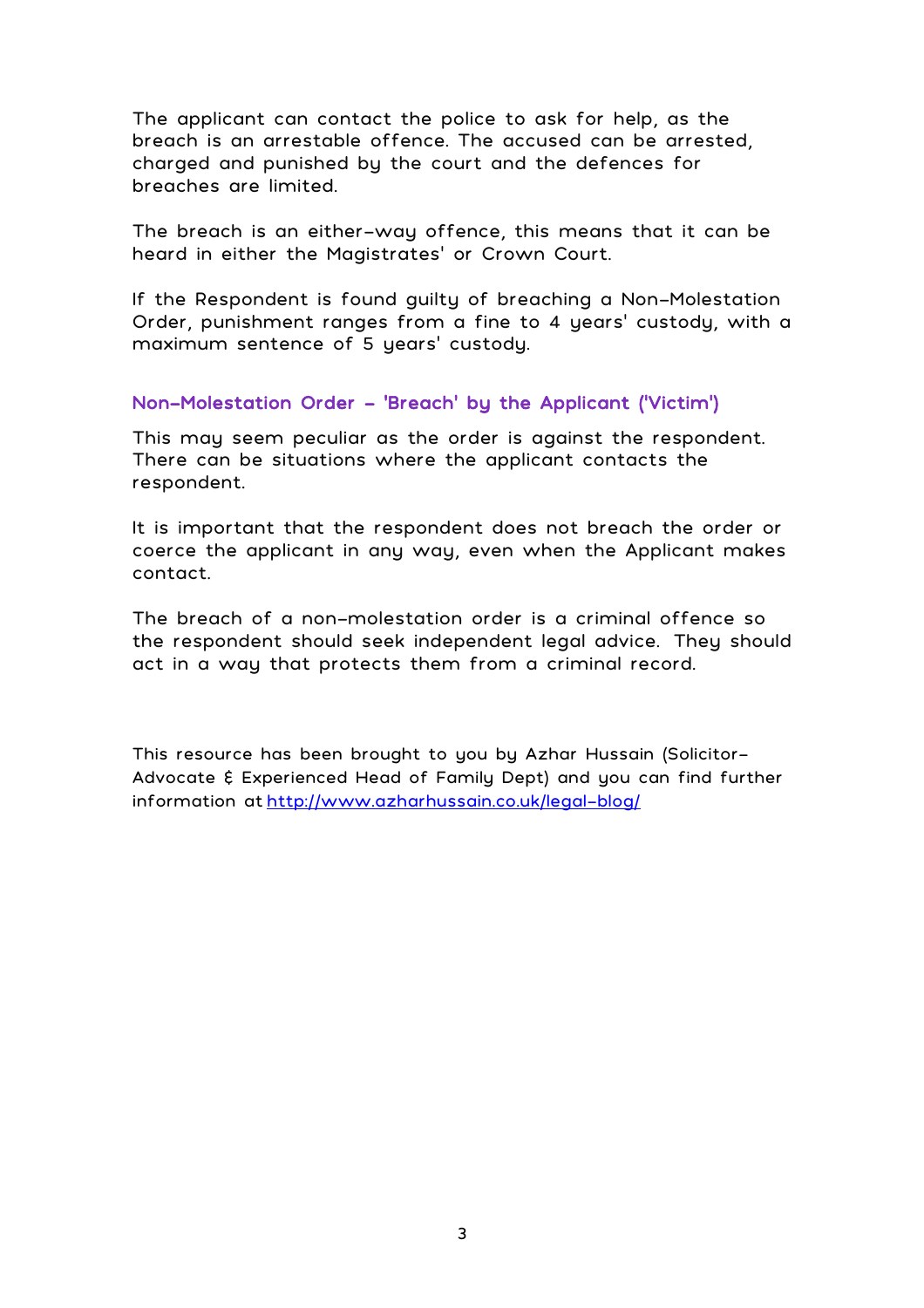The applicant can contact the police to ask for help, as the breach is an arrestable offence. The accused can be arrested, charged and punished by the court and the defences for breaches are limited.

The breach is an either-way offence, this means that it can be heard in either the Magistrates' or Crown Court.

If the Respondent is found guilty of breaching a Non-Molestation Order, punishment ranges from a fine to 4 years' custody, with a maximum sentence of 5 years' custody.

### Non-Molestation Order - 'Breach' by the Applicant ('Victim')

This may seem peculiar as the order is against the respondent. There can be situations where the applicant contacts the respondent.

It is important that the respondent does not breach the order or coerce the applicant in any way, even when the Applicant makes contact.

The breach of a non-molestation order is a criminal offence so the respondent should seek independent legal advice. They should act in a way that protects them from a criminal record.

This resource has been brought to you by Azhar Hussain (Solicitor-Advocate & Experienced Head of Family Dept) and you can find further information at [http://www.azharhussain.co.uk/legal-blog/](http://www.azharhussain.co.uk/legal-blog/)